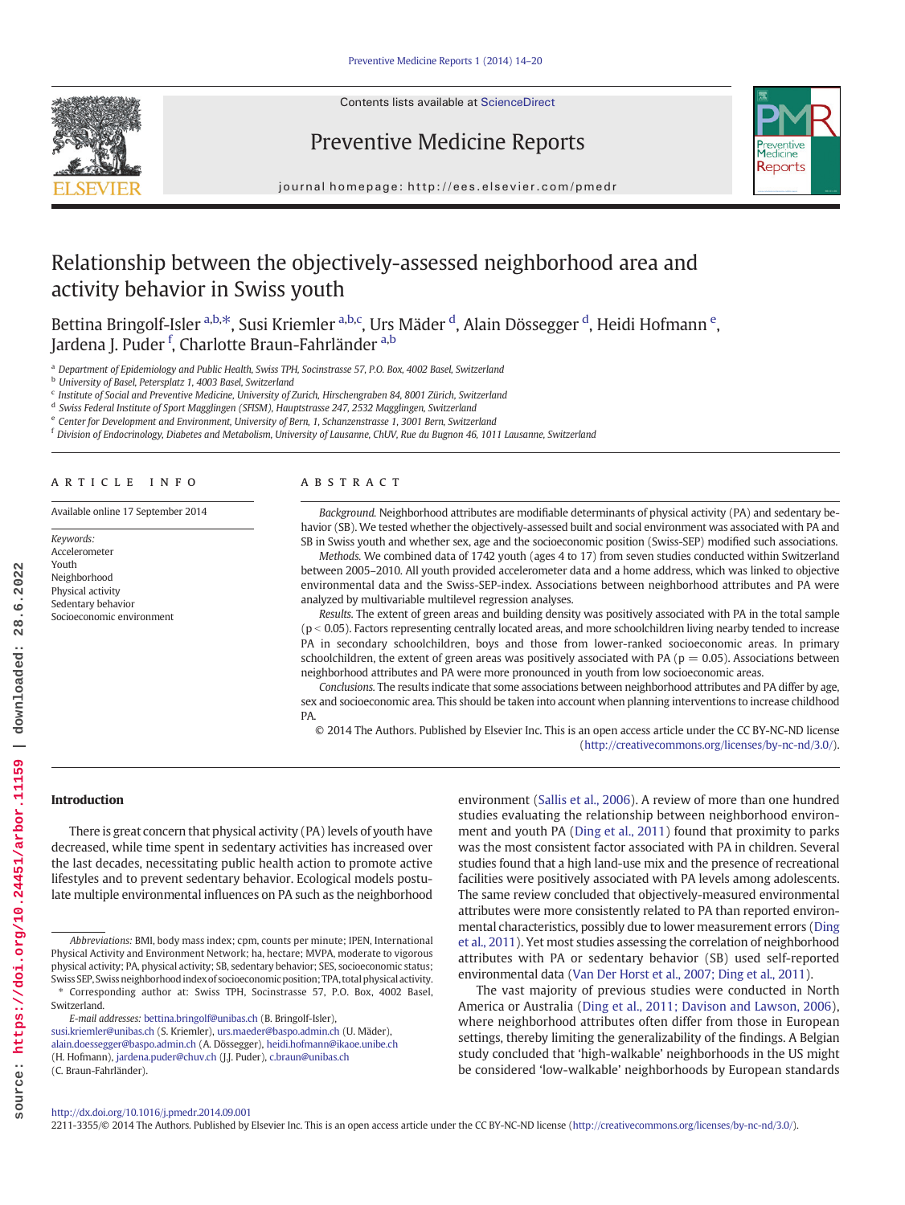# Relationship between the objectively-assessed neighborhood area and activity behavior in Swiss youth

Bettina Bringolf-Isler [a,b,*], Susi Kriemler [a,b,c], Urs Mäder [d], Alain Dössegger [d], Heidi Hofmann [e], Jardena J. Puder [f], Charlotte Braun-Fahrländer [a,b]

[a] Department of Epidemiology and Public Health, Swiss TPH, Socinstrasse 57, P.O. Box, 4002 Basel, Switzerland
[b] University of Basel, Petersplatz 1, 4003 Basel, Switzerland
[c] Institute of Social and Preventive Medicine, University of Zurich, Hirschengraben 84, 8001 Zürich, Switzerland
[d] Swiss Federal Institute of Sport Magglingen (SFISM), Hauptstrasse 247, 2532 Magglingen, Switzerland
[e] Center for Development and Environment, University of Bern, 1, Schanzenstrasse 1, 3001 Bern, Switzerland
[f] Division of Endocrinology, Diabetes and Metabolism, University of Lausanne, ChUV, Rue du Bugnon 46, 1011 Lausanne, Switzerland

## ARTICLE INFO

Available online 17 September 2014

*Keywords:*
Accelerometer
Youth
Neighborhood
Physical activity
Sedentary behavior
Socioeconomic environment

## ABSTRACT

*Background.* Neighborhood attributes are modifiable determinants of physical activity (PA) and sedentary behavior (SB). We tested whether the objectively-assessed built and social environment was associated with PA and SB in Swiss youth and whether sex, age and the socioeconomic position (Swiss-SEP) modified such associations.

*Methods.* We combined data of 1742 youth (ages 4 to 17) from seven studies conducted within Switzerland between 2005–2010. All youth provided accelerometer data and a home address, which was linked to objective environmental data and the Swiss-SEP-index. Associations between neighborhood attributes and PA were analyzed by multivariable multilevel regression analyses.

*Results.* The extent of green areas and building density was positively associated with PA in the total sample ($p < 0.05$). Factors representing centrally located areas, and more schoolchildren living nearby tended to increase PA in secondary schoolchildren, boys and those from lower-ranked socioeconomic areas. In primary schoolchildren, the extent of green areas was positively associated with PA ($p = 0.05$). Associations between neighborhood attributes and PA were more pronounced in youth from low socioeconomic areas.

*Conclusions.* The results indicate that some associations between neighborhood attributes and PA differ by age, sex and socioeconomic area. This should be taken into account when planning interventions to increase childhood PA.

© 2014 The Authors. Published by Elsevier Inc. This is an open access article under the CC BY-NC-ND license (http://creativecommons.org/licenses/by-nc-nd/3.0/).

## Introduction

There is great concern that physical activity (PA) levels of youth have decreased, while time spent in sedentary activities has increased over the last decades, necessitating public health action to promote active lifestyles and to prevent sedentary behavior. Ecological models postulate multiple environmental influences on PA such as the neighborhood environment (Sallis et al., 2006). A review of more than one hundred studies evaluating the relationship between neighborhood environment and youth PA (Ding et al., 2011) found that proximity to parks was the most consistent factor associated with PA in children. Several studies found that a high land-use mix and the presence of recreational facilities were positively associated with PA levels among adolescents. The same review concluded that objectively-measured environmental attributes were more consistently related to PA than reported environmental characteristics, possibly due to lower measurement errors (Ding et al., 2011). Yet most studies assessing the correlation of neighborhood attributes with PA or sedentary behavior (SB) used self-reported environmental data (Van Der Horst et al., 2007; Ding et al., 2011).

The vast majority of previous studies were conducted in North America or Australia (Ding et al., 2011; Davison and Lawson, 2006), where neighborhood attributes often differ from those in European settings, thereby limiting the generalizability of the findings. A Belgian study concluded that 'high-walkable' neighborhoods in the US might be considered 'low-walkable' neighborhoods by European standards

*Abbreviations:* BMI, body mass index; cpm, counts per minute; IPEN, International Physical Activity and Environment Network; ha, hectare; MVPA, moderate to vigorous physical activity; PA, physical activity; SB, sedentary behavior; SES, socioeconomic status; Swiss SEP, Swiss neighborhood index of socioeconomic position; TPA, total physical activity.

\* Corresponding author at: Swiss TPH, Socinstrasse 57, P.O. Box, 4002 Basel, Switzerland.

*E-mail addresses:* bettina.bringolf@unibas.ch (B. Bringolf-Isler), susi.kriemler@unibas.ch (S. Kriemler), urs.maeder@baspo.admin.ch (U. Mäder), alain.doessegger@baspo.admin.ch (A. Dössegger), heidi.hofmann@ikaoe.unibe.ch (H. Hofmann), jardena.puder@chuv.ch (J.J. Puder), c.braun@unibas.ch (C. Braun-Fahrländer).

http://dx.doi.org/10.1016/j.pmedr.2014.09.001
2211-3355/© 2014 The Authors. Published by Elsevier Inc. This is an open access article under the CC BY-NC-ND license (http://creativecommons.org/licenses/by-nc-nd/3.0/).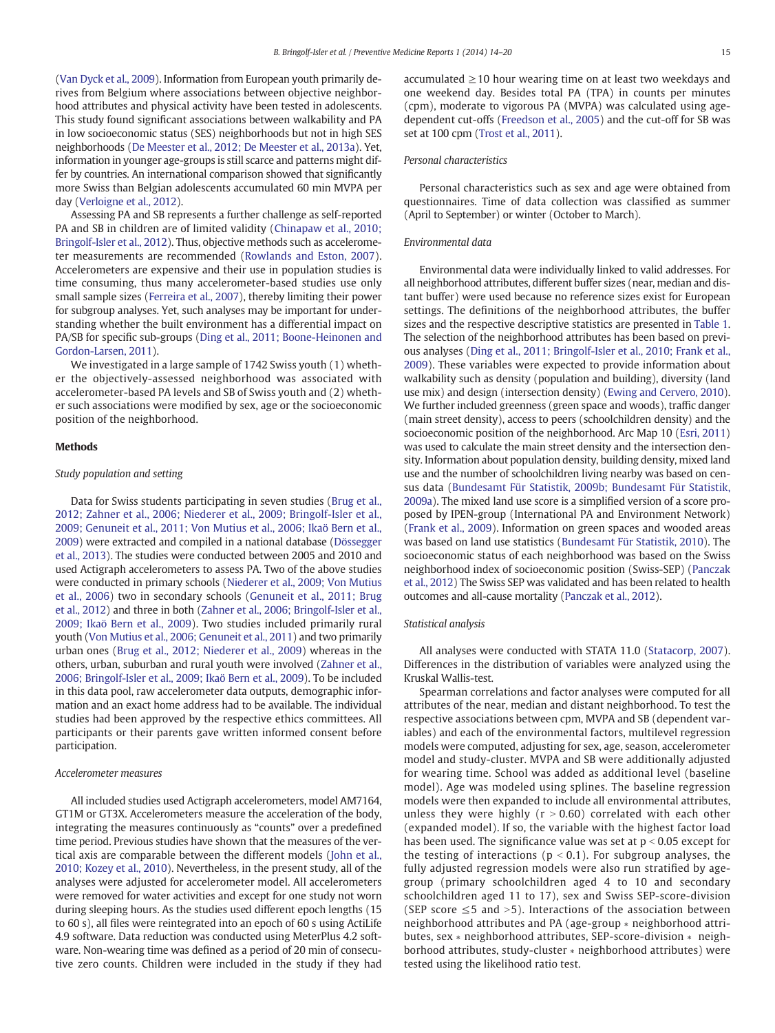(Van Dyck et al., 2009). Information from European youth primarily derives from Belgium where associations between objective neighborhood attributes and physical activity have been tested in adolescents. This study found significant associations between walkability and PA in low socioeconomic status (SES) neighborhoods but not in high SES neighborhoods (De Meester et al., 2012; De Meester et al., 2013a). Yet, information in younger age-groups is still scarce and patterns might differ by countries. An international comparison showed that significantly more Swiss than Belgian adolescents accumulated 60 min MVPA per day (Verloigne et al., 2012).

Assessing PA and SB represents a further challenge as self-reported PA and SB in children are of limited validity (Chinapaw et al., 2010; Bringolf-Isler et al., 2012). Thus, objective methods such as accelerometer measurements are recommended (Rowlands and Eston, 2007). Accelerometers are expensive and their use in population studies is time consuming, thus many accelerometer-based studies use only small sample sizes (Ferreira et al., 2007), thereby limiting their power for subgroup analyses. Yet, such analyses may be important for understanding whether the built environment has a differential impact on PA/SB for specific sub-groups (Ding et al., 2011; Boone-Heinonen and Gordon-Larsen, 2011).

We investigated in a large sample of 1742 Swiss youth (1) whether the objectively-assessed neighborhood was associated with accelerometer-based PA levels and SB of Swiss youth and (2) whether such associations were modified by sex, age or the socioeconomic position of the neighborhood.

## Methods

### Study population and setting

Data for Swiss students participating in seven studies (Brug et al., 2012; Zahner et al., 2006; Niederer et al., 2009; Bringolf-Isler et al., 2009; Genuneit et al., 2011; Von Mutius et al., 2006; Ikaö Bern et al., 2009) were extracted and compiled in a national database (Dössegger et al., 2013). The studies were conducted between 2005 and 2010 and used Actigraph accelerometers to assess PA. Two of the above studies were conducted in primary schools (Niederer et al., 2009; Von Mutius et al., 2006) two in secondary schools (Genuneit et al., 2011; Brug et al., 2012) and three in both (Zahner et al., 2006; Bringolf-Isler et al., 2009; Ikaö Bern et al., 2009). Two studies included primarily rural youth (Von Mutius et al., 2006; Genuneit et al., 2011) and two primarily urban ones (Brug et al., 2012; Niederer et al., 2009) whereas in the others, urban, suburban and rural youth were involved (Zahner et al., 2006; Bringolf-Isler et al., 2009; Ikaö Bern et al., 2009). To be included in this data pool, raw accelerometer data outputs, demographic information and an exact home address had to be available. The individual studies had been approved by the respective ethics committees. All participants or their parents gave written informed consent before participation.

### Accelerometer measures

All included studies used Actigraph accelerometers, model AM7164, GT1M or GT3X. Accelerometers measure the acceleration of the body, integrating the measures continuously as "counts" over a predefined time period. Previous studies have shown that the measures of the vertical axis are comparable between the different models (John et al., 2010; Kozey et al., 2010). Nevertheless, in the present study, all of the analyses were adjusted for accelerometer model. All accelerometers were removed for water activities and except for one study not worn during sleeping hours. As the studies used different epoch lengths (15 to 60 s), all files were reintegrated into an epoch of 60 s using ActiLife 4.9 software. Data reduction was conducted using MeterPlus 4.2 software. Non-wearing time was defined as a period of 20 min of consecutive zero counts. Children were included in the study if they had accumulated ≥10 hour wearing time on at least two weekdays and one weekend day. Besides total PA (TPA) in counts per minutes (cpm), moderate to vigorous PA (MVPA) was calculated using age-dependent cut-offs (Freedson et al., 2005) and the cut-off for SB was set at 100 cpm (Trost et al., 2011).

### Personal characteristics

Personal characteristics such as sex and age were obtained from questionnaires. Time of data collection was classified as summer (April to September) or winter (October to March).

### Environmental data

Environmental data were individually linked to valid addresses. For all neighborhood attributes, different buffer sizes (near, median and distant buffer) were used because no reference sizes exist for European settings. The definitions of the neighborhood attributes, the buffer sizes and the respective descriptive statistics are presented in Table 1. The selection of the neighborhood attributes has been based on previous analyses (Ding et al., 2011; Bringolf-Isler et al., 2010; Frank et al., 2009). These variables were expected to provide information about walkability such as density (population and building), diversity (land use mix) and design (intersection density) (Ewing and Cervero, 2010). We further included greenness (green space and woods), traffic danger (main street density), access to peers (schoolchildren density) and the socioeconomic position of the neighborhood. Arc Map 10 (Esri, 2011) was used to calculate the main street density and the intersection density. Information about population density, building density, mixed land use and the number of schoolchildren living nearby was based on census data (Bundesamt Für Statistik, 2009b; Bundesamt Für Statistik, 2009a). The mixed land use score is a simplified version of a score proposed by IPEN-group (International PA and Environment Network) (Frank et al., 2009). Information on green spaces and wooded areas was based on land use statistics (Bundesamt Für Statistik, 2010). The socioeconomic status of each neighborhood was based on the Swiss neighborhood index of socioeconomic position (Swiss-SEP) (Panczak et al., 2012) The Swiss SEP was validated and has been related to health outcomes and all-cause mortality (Panczak et al., 2012).

### Statistical analysis

All analyses were conducted with STATA 11.0 (Statacorp, 2007). Differences in the distribution of variables were analyzed using the Kruskal Wallis-test.

Spearman correlations and factor analyses were computed for all attributes of the near, median and distant neighborhood. To test the respective associations between cpm, MVPA and SB (dependent variables) and each of the environmental factors, multilevel regression models were computed, adjusting for sex, age, season, accelerometer model and study-cluster. MVPA and SB were additionally adjusted for wearing time. School was added as additional level (baseline model). Age was modeled using splines. The baseline regression models were then expanded to include all environmental attributes, unless they were highly ($r > 0.60$) correlated with each other (expanded model). If so, the variable with the highest factor load has been used. The significance value was set at $p < 0.05$ except for the testing of interactions ($p < 0.1$). For subgroup analyses, the fully adjusted regression models were also run stratified by age-group (primary schoolchildren aged 4 to 10 and secondary schoolchildren aged 11 to 17), sex and Swiss SEP-score-division (SEP score ≤5 and >5). Interactions of the association between neighborhood attributes and PA (age-group * neighborhood attributes, sex * neighborhood attributes, SEP-score-division * neighborhood attributes, study-cluster * neighborhood attributes) were tested using the likelihood ratio test.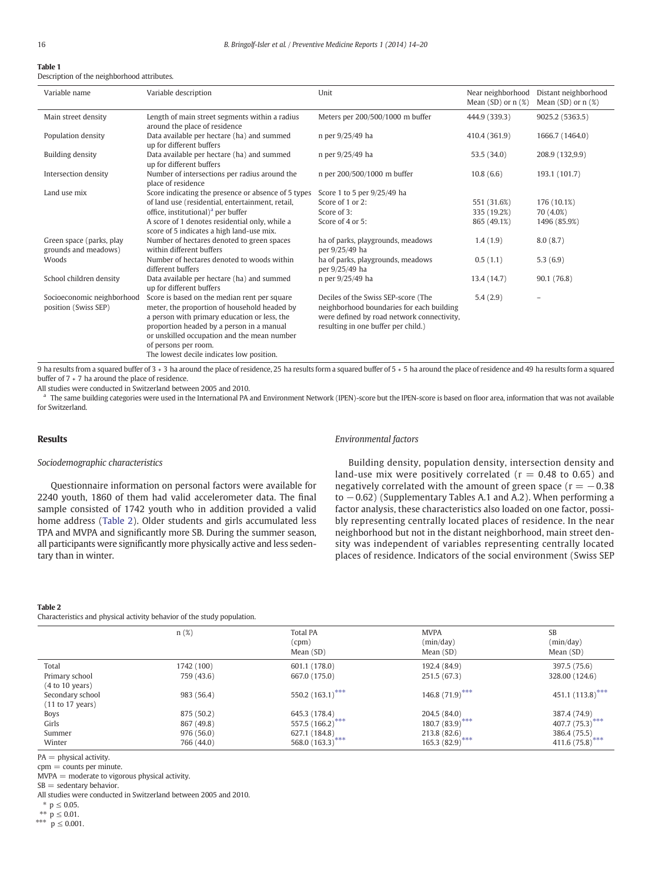**Table 1**
Description of the neighborhood attributes.

| Variable name | Variable description | Unit | Near neighborhood Mean (SD) or n (%) | Distant neighborhood Mean (SD) or n (%) |
|---|---|---|---|---|
| Main street density | Length of main street segments within a radius around the place of residence | Meters per 200/500/1000 m buffer | 444.9 (339.3) | 9025.2 (5363.5) |
| Population density | Data available per hectare (ha) and summed up for different buffers | n per 9/25/49 ha | 410.4 (361.9) | 1666.7 (1464.0) |
| Building density | Data available per hectare (ha) and summed up for different buffers | n per 9/25/49 ha | 53.5 (34.0) | 208.9 (132,9.9) |
| Intersection density | Number of intersections per radius around the place of residence | n per 200/500/1000 m buffer | 10.8 (6.6) | 193.1 (101.7) |
| Land use mix | Score indicating the presence or absence of 5 types of land use (residential, entertainment, retail, office, institutional)[a] per buffer. A score of 1 denotes residential only, while a score of 5 indicates a high land-use mix. | Score 1 to 5 per 9/25/49 ha | | |
| | | Score of 1 or 2: | 551 (31.6%) | 176 (10.1%) |
| | | Score of 3: | 335 (19.2%) | 70 (4.0%) |
| | | Score of 4 or 5: | 865 (49.1%) | 1496 (85.9%) |
| Green space (parks, play grounds and meadows) | Number of hectares denoted to green spaces within different buffers | ha of parks, playgrounds, meadows per 9/25/49 ha | 1.4 (1.9) | 8.0 (8.7) |
| Woods | Number of hectares denoted to woods within different buffers | ha of parks, playgrounds, meadows per 9/25/49 ha | 0.5 (1.1) | 5.3 (6.9) |
| School children density | Data available per hectare (ha) and summed up for different buffers | n per 9/25/49 ha | 13.4 (14.7) | 90.1 (76.8) |
| Socioeconomic neighborhood position (Swiss SEP) | Score is based on the median rent per square meter, the proportion of household headed by a person with primary education or less, the proportion headed by a person in a manual or unskilled occupation and the mean number of persons per room. The lowest decile indicates low position. | Deciles of the Swiss SEP-score (The neighborhood boundaries for each building were defined by road network connectivity, resulting in one buffer per child.) | 5.4 (2.9) | – |

9 ha results from a squared buffer of 3 * 3 ha around the place of residence, 25 ha results form a squared buffer of 5 * 5 ha around the place of residence and 49 ha results form a squared buffer of 7 * 7 ha around the place of residence.

All studies were conducted in Switzerland between 2005 and 2010.

[a] The same building categories were used in the International PA and Environment Network (IPEN)-score but the IPEN-score is based on floor area, information that was not available for Switzerland.

## Results

### Sociodemographic characteristics

Questionnaire information on personal factors were available for 2240 youth, 1860 of them had valid accelerometer data. The final sample consisted of 1742 youth who in addition provided a valid home address (Table 2). Older students and girls accumulated less TPA and MVPA and significantly more SB. During the summer season, all participants were significantly more physically active and less sedentary than in winter.

### Environmental factors

Building density, population density, intersection density and land-use mix were positively correlated ($r = 0.48$ to $0.65$) and negatively correlated with the amount of green space ($r = -0.38$ to $-0.62$) (Supplementary Tables A.1 and A.2). When performing a factor analysis, these characteristics also loaded on one factor, possibly representing centrally located places of residence. In the near neighborhood but not in the distant neighborhood, main street density was independent of variables representing centrally located places of residence. Indicators of the social environment (Swiss SEP

**Table 2**
Characteristics and physical activity behavior of the study population.

| | n (%) | Total PA (cpm) Mean (SD) | MVPA (min/day) Mean (SD) | SB (min/day) Mean (SD) |
|---|---|---|---|---|
| Total | 1742 (100) | 601.1 (178.0) | 192.4 (84.9) | 397.5 (75.6) |
| Primary school (4 to 10 years) | 759 (43.6) | 667.0 (175.0) | 251.5 (67.3) | 328.00 (124.6) |
| Secondary school (11 to 17 years) | 983 (56.4) | 550.2 (163.1)*** | 146.8 (71.9)*** | 451.1 (113.8)*** |
| Boys | 875 (50.2) | 645.3 (178.4) | 204.5 (84.0) | 387.4 (74.9) |
| Girls | 867 (49.8) | 557.5 (166.2)*** | 180.7 (83.9)*** | 407.7 (75.3)*** |
| Summer | 976 (56.0) | 627.1 (184.8) | 213.8 (82.6) | 386.4 (75.5) |
| Winter | 766 (44.0) | 568.0 (163.3)*** | 165.3 (82.9)*** | 411.6 (75.8)*** |

PA = physical activity.
cpm = counts per minute.
MVPA = moderate to vigorous physical activity.
SB = sedentary behavior.
All studies were conducted in Switzerland between 2005 and 2010.
* $p \leq 0.05$.
** $p \leq 0.01$.
*** $p \leq 0.001$.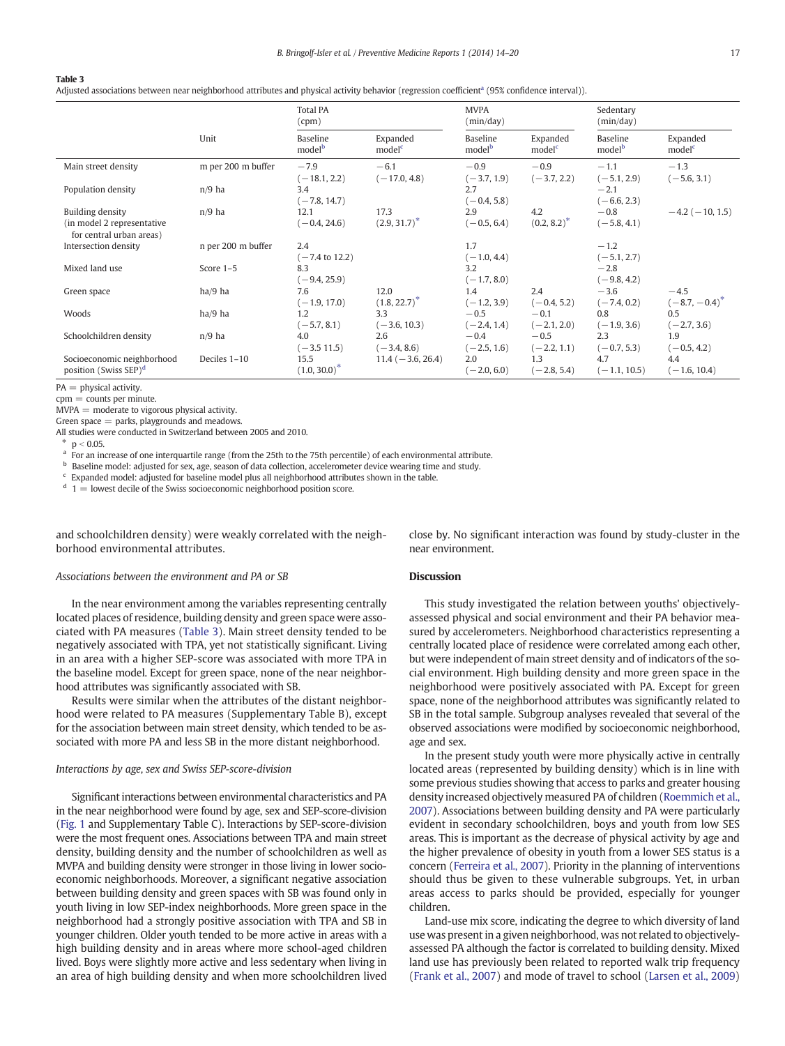**Table 3**
Adjusted associations between near neighborhood attributes and physical activity behavior (regression coefficient[a] (95% confidence interval)).

| | Unit | Total PA (cpm) | | MVPA (min/day) | | Sedentary (min/day) | |
|---|---|---|---|---|---|---|---|
| | | Baseline model[b] | Expanded model[c] | Baseline model[b] | Expanded model[c] | Baseline model[b] | Expanded model[c] |
| Main street density | m per 200 m buffer | −7.9 (−18.1, 2.2) | −6.1 (−17.0, 4.8) | −0.9 (−3.7, 1.9) | −0.9 (−3.7, 2.2) | −1.1 (−5.1, 2.9) | −1.3 (−5.6, 3.1) |
| Population density | n/9 ha | 3.4 (−7.8, 14.7) | | 2.7 (−0.4, 5.8) | | −2.1 (−6.6, 2.3) | |
| Building density (in model 2 representative for central urban areas) | n/9 ha | 12.1 (−0.4, 24.6) | 17.3 (2.9, 31.7)* | 2.9 (−0.5, 6.4) | 4.2 (0.2, 8.2)* | −0.8 (−5.8, 4.1) | −4.2 (−10, 1.5) |
| Intersection density | n per 200 m buffer | 2.4 (−7.4 to 12.2) | | 1.7 (−1.0, 4.4) | | −1.2 (−5.1, 2.7) | |
| Mixed land use | Score 1–5 | 8.3 (−9.4, 25.9) | | 3.2 (−1.7, 8.0) | | −2.8 (−9.8, 4.2) | |
| Green space | ha/9 ha | 7.6 (−1.9, 17.0) | 12.0 (1.8, 22.7)* | 1.4 (−1.2, 3.9) | 2.4 (−0.4, 5.2) | −3.6 (−7.4, 0.2) | −4.5 (−8.7, −0.4)* |
| Woods | ha/9 ha | 1.2 (−5.7, 8.1) | 3.3 (−3.6, 10.3) | −0.5 (−2.4, 1.4) | −0.1 (−2.1, 2.0) | 0.8 (−1.9, 3.6) | 0.5 (−2.7, 3.6) |
| Schoolchildren density | n/9 ha | 4.0 (−3.5 11.5) | 2.6 (−3.4, 8.6) | −0.4 (−2.5, 1.6) | −0.5 (−2.2, 1.1) | 2.3 (−0.7, 5.3) | 1.9 (−0.5, 4.2) |
| Socioeconomic neighborhood position (Swiss SEP)[d] | Deciles 1–10 | 15.5 (1.0, 30.0)* | 11.4 (−3.6, 26.4) | 2.0 (−2.0, 6.0) | 1.3 (−2.8, 5.4) | 4.7 (−1.1, 10.5) | 4.4 (−1.6, 10.4) |

PA = physical activity.
cpm = counts per minute.
MVPA = moderate to vigorous physical activity.
Green space = parks, playgrounds and meadows.
All studies were conducted in Switzerland between 2005 and 2010.
* $p < 0.05$.
[a] For an increase of one interquartile range (from the 25th to the 75th percentile) of each environmental attribute.
[b] Baseline model: adjusted for sex, age, season of data collection, accelerometer device wearing time and study.
[c] Expanded model: adjusted for baseline model plus all neighborhood attributes shown in the table.
[d] 1 = lowest decile of the Swiss socioeconomic neighborhood position score.

and schoolchildren density) were weakly correlated with the neighborhood environmental attributes.

### Associations between the environment and PA or SB

In the near environment among the variables representing centrally located places of residence, building density and green space were associated with PA measures (Table 3). Main street density tended to be negatively associated with TPA, yet not statistically significant. Living in an area with a higher SEP-score was associated with more TPA in the baseline model. Except for green space, none of the near neighborhood attributes was significantly associated with SB.

Results were similar when the attributes of the distant neighborhood were related to PA measures (Supplementary Table B), except for the association between main street density, which tended to be associated with more PA and less SB in the more distant neighborhood.

### Interactions by age, sex and Swiss SEP-score-division

Significant interactions between environmental characteristics and PA in the near neighborhood were found by age, sex and SEP-score-division (Fig. 1 and Supplementary Table C). Interactions by SEP-score-division were the most frequent ones. Associations between TPA and main street density, building density and the number of schoolchildren as well as MVPA and building density were stronger in those living in lower socioeconomic neighborhoods. Moreover, a significant negative association between building density and green spaces with SB was found only in youth living in low SEP-index neighborhoods. More green space in the neighborhood had a strongly positive association with TPA and SB in younger children. Older youth tended to be more active in areas with a high building density and in areas where more school-aged children lived. Boys were slightly more active and less sedentary when living in an area of high building density and when more schoolchildren lived close by. No significant interaction was found by study-cluster in the near environment.

## Discussion

This study investigated the relation between youths' objectively-assessed physical and social environment and their PA behavior measured by accelerometers. Neighborhood characteristics representing a centrally located place of residence were correlated among each other, but were independent of main street density and of indicators of the social environment. High building density and more green space in the neighborhood were positively associated with PA. Except for green space, none of the neighborhood attributes was significantly related to SB in the total sample. Subgroup analyses revealed that several of the observed associations were modified by socioeconomic neighborhood, age and sex.

In the present study youth were more physically active in centrally located areas (represented by building density) which is in line with some previous studies showing that access to parks and greater housing density increased objectively measured PA of children (Roemmich et al., 2007). Associations between building density and PA were particularly evident in secondary schoolchildren, boys and youth from low SES areas. This is important as the decrease of physical activity by age and the higher prevalence of obesity in youth from a lower SES status is a concern (Ferreira et al., 2007). Priority in the planning of interventions should thus be given to these vulnerable subgroups. Yet, in urban areas access to parks should be provided, especially for younger children.

Land-use mix score, indicating the degree to which diversity of land use was present in a given neighborhood, was not related to objectively-assessed PA although the factor is correlated to building density. Mixed land use has previously been related to reported walk trip frequency (Frank et al., 2007) and mode of travel to school (Larsen et al., 2009)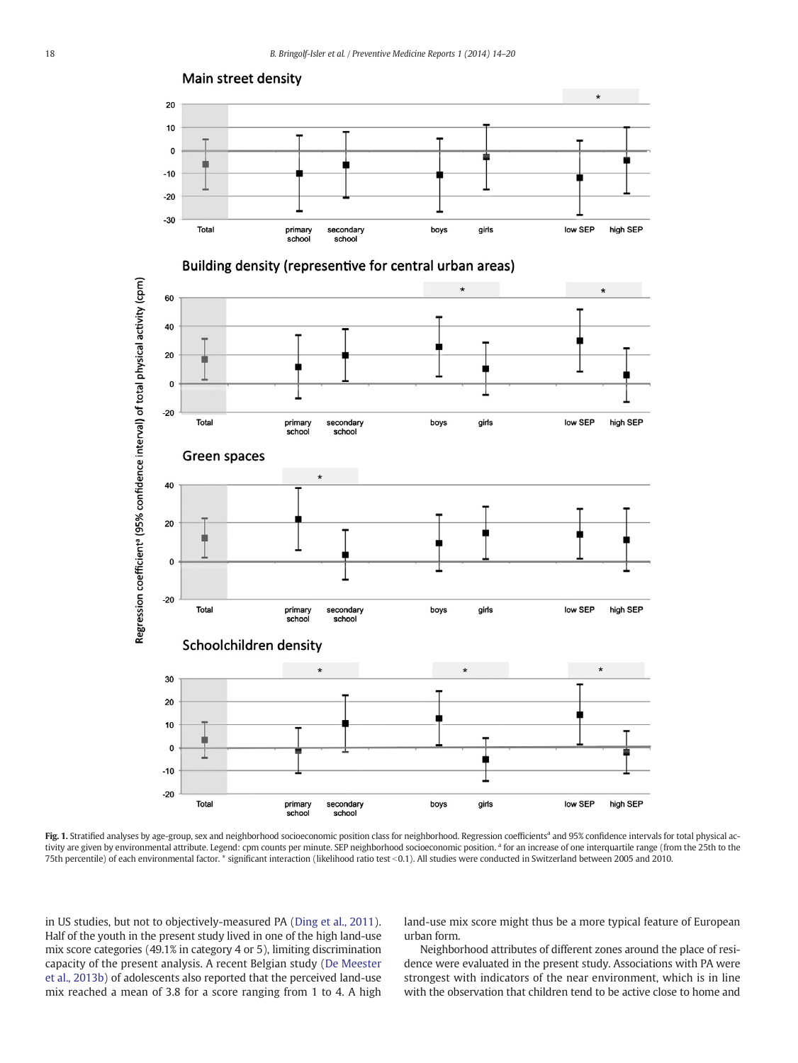**Fig. 1.** Stratified analyses by age-group, sex and neighborhood socioeconomic position class for neighborhood. Regression coefficients[a] and 95% confidence intervals for total physical activity are given by environmental attribute. Legend: cpm counts per minute. SEP neighborhood socioeconomic position. [a] for an increase of one interquartile range (from the 25th to the 75th percentile) of each environmental factor. * significant interaction (likelihood ratio test <0.1). All studies were conducted in Switzerland between 2005 and 2010.

in US studies, but not to objectively-measured PA (Ding et al., 2011). Half of the youth in the present study lived in one of the high land-use mix score categories (49.1% in category 4 or 5), limiting discrimination capacity of the present analysis. A recent Belgian study (De Meester et al., 2013b) of adolescents also reported that the perceived land-use mix reached a mean of 3.8 for a score ranging from 1 to 4. A high land-use mix score might thus be a more typical feature of European urban form.

Neighborhood attributes of different zones around the place of residence were evaluated in the present study. Associations with PA were strongest with indicators of the near environment, which is in line with the observation that children tend to be active close to home and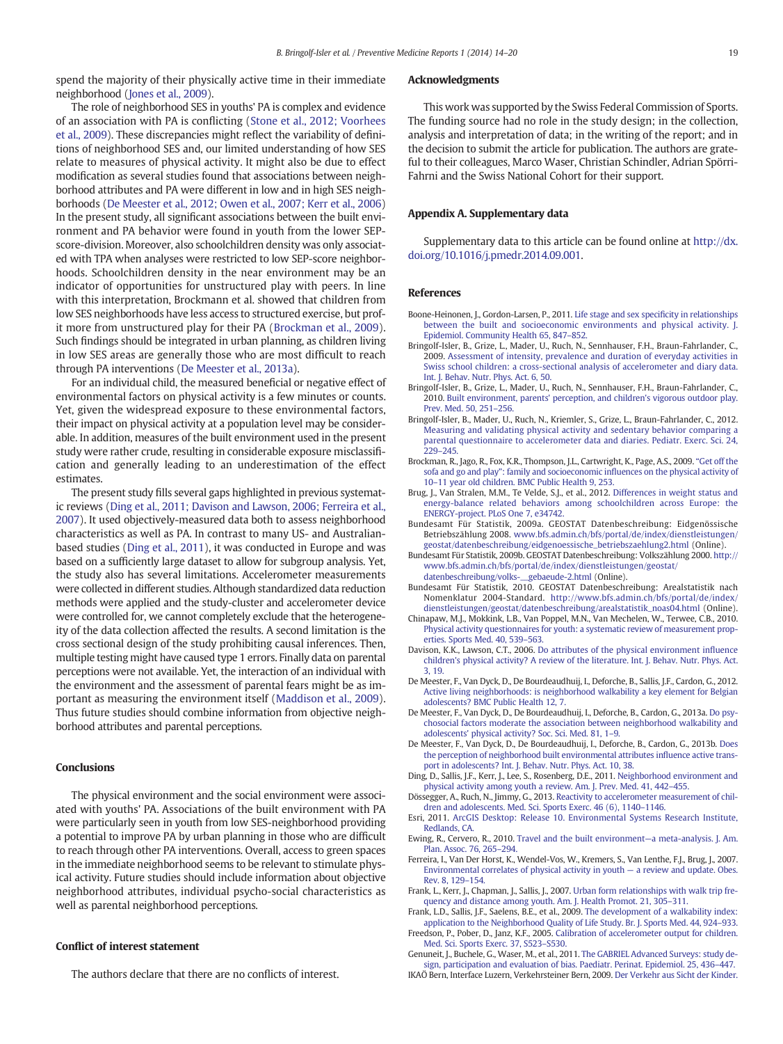spend the majority of their physically active time in their immediate neighborhood (Jones et al., 2009).

The role of neighborhood SES in youths' PA is complex and evidence of an association with PA is conflicting (Stone et al., 2012; Voorhees et al., 2009). These discrepancies might reflect the variability of definitions of neighborhood SES and, our limited understanding of how SES relate to measures of physical activity. It might also be due to effect modification as several studies found that associations between neighborhood attributes and PA were different in low and in high SES neighborhoods (De Meester et al., 2012; Owen et al., 2007; Kerr et al., 2006) In the present study, all significant associations between the built environment and PA behavior were found in youth from the lower SEP-score-division. Moreover, also schoolchildren density was only associated with TPA when analyses were restricted to low SEP-score neighborhoods. Schoolchildren density in the near environment may be an indicator of opportunities for unstructured play with peers. In line with this interpretation, Brockmann et al. showed that children from low SES neighborhoods have less access to structured exercise, but profit more from unstructured play for their PA (Brockman et al., 2009). Such findings should be integrated in urban planning, as children living in low SES areas are generally those who are most difficult to reach through PA interventions (De Meester et al., 2013a).

For an individual child, the measured beneficial or negative effect of environmental factors on physical activity is a few minutes or counts. Yet, given the widespread exposure to these environmental factors, their impact on physical activity at a population level may be considerable. In addition, measures of the built environment used in the present study were rather crude, resulting in considerable exposure misclassification and generally leading to an underestimation of the effect estimates.

The present study fills several gaps highlighted in previous systematic reviews (Ding et al., 2011; Davison and Lawson, 2006; Ferreira et al., 2007). It used objectively-measured data both to assess neighborhood characteristics as well as PA. In contrast to many US- and Australian-based studies (Ding et al., 2011), it was conducted in Europe and was based on a sufficiently large dataset to allow for subgroup analysis. Yet, the study also has several limitations. Accelerometer measurements were collected in different studies. Although standardized data reduction methods were applied and the study-cluster and accelerometer device were controlled for, we cannot completely exclude that the heterogeneity of the data collection affected the results. A second limitation is the cross sectional design of the study prohibiting causal inferences. Then, multiple testing might have caused type 1 errors. Finally data on parental perceptions were not available. Yet, the interaction of an individual with the environment and the assessment of parental fears might be as important as measuring the environment itself (Maddison et al., 2009). Thus future studies should combine information from objective neighborhood attributes and parental perceptions.

## Conclusions

The physical environment and the social environment were associated with youths' PA. Associations of the built environment with PA were particularly seen in youth from low SES-neighborhood providing a potential to improve PA by urban planning in those who are difficult to reach through other PA interventions. Overall, access to green spaces in the immediate neighborhood seems to be relevant to stimulate physical activity. Future studies should include information about objective neighborhood attributes, individual psycho-social characteristics as well as parental neighborhood perceptions.

## Conflict of interest statement

The authors declare that there are no conflicts of interest.

## Acknowledgments

This work was supported by the Swiss Federal Commission of Sports. The funding source had no role in the study design; in the collection, analysis and interpretation of data; in the writing of the report; and in the decision to submit the article for publication. The authors are grateful to their colleagues, Marco Waser, Christian Schindler, Adrian Spörri-Fahrni and the Swiss National Cohort for their support.

## Appendix A. Supplementary data

Supplementary data to this article can be found online at http://dx.doi.org/10.1016/j.pmedr.2014.09.001.

## References

Boone-Heinonen, J., Gordon-Larsen, P., 2011. Life stage and sex specificity in relationships between the built and socioeconomic environments and physical activity. J. Epidemiol. Community Health 65, 847–852.

Bringolf-Isler, B., Grize, L., Mader, U., Ruch, N., Sennhauser, F.H., Braun-Fahrlander, C., 2009. Assessment of intensity, prevalence and duration of everyday activities in Swiss school children: a cross-sectional analysis of accelerometer and diary data. Int. J. Behav. Nutr. Phys. Act. 6, 50.

Bringolf-Isler, B., Grize, L., Mader, U., Ruch, N., Sennhauser, F.H., Braun-Fahrlander, C., 2010. Built environment, parents' perception, and children's vigorous outdoor play. Prev. Med. 50, 251–256.

Bringolf-Isler, B., Mader, U., Ruch, N., Kriemler, S., Grize, L., Braun-Fahrlander, C., 2012. Measuring and validating physical activity and sedentary behavior comparing a parental questionnaire to accelerometer data and diaries. Pediatr. Exerc. Sci. 24, 229–245.

Brockman, R., Jago, R., Fox, K.R., Thompson, J.L., Cartwright, K., Page, A.S., 2009. "Get off the sofa and go and play": family and socioeconomic influences on the physical activity of 10–11 year old children. BMC Public Health 9, 253.

Brug, J., Van Stralen, M.M., Te Velde, S.J., et al., 2012. Differences in weight status and energy-balance related behaviors among schoolchildren across Europe: the ENERGY-project. PLoS One 7, e34742.

Bundesamt Für Statistik, 2009a. GEOSTAT Datenbeschreibung: Eidgenössische Betriebszählung 2008. www.bfs.admin.ch/bfs/portal/de/index/dienstleistungen/geostat/datenbeschreibung/eidgenoessische_betriebszaehlung2.html (Online).

Bundesamt Für Statistik, 2009b. GEOSTAT Datenbeschreibung: Volkszählung 2000. http://www.bfs.admin.ch/bfs/portal/de/index/dienstleistungen/geostat/datenbeschreibung/volks-__gebaeude-2.html (Online).

Bundesamt Für Statistik, 2010. GEOSTAT Datenbeschreibung: Arealstatistik nach Nomenklatur 2004-Standard. http://www.bfs.admin.ch/bfs/portal/de/index/dienstleistungen/geostat/datenbeschreibung/arealstatistik_noas04.html (Online).

Chinapaw, M.J., Mokkink, L.B., Van Poppel, M.N., Van Mechelen, W., Terwee, C.B., 2010. Physical activity questionnaires for youth: a systematic review of measurement properties. Sports Med. 40, 539–563.

Davison, K.K., Lawson, C.T., 2006. Do attributes of the physical environment influence children's physical activity? A review of the literature. Int. J. Behav. Nutr. Phys. Act. 3, 19.

De Meester, F., Van Dyck, D., De Bourdeaudhuij, I., Deforche, B., Sallis, J.F., Cardon, G., 2012. Active living neighborhoods: is neighborhood walkability a key element for Belgian adolescents? BMC Public Health 12, 7.

De Meester, F., Van Dyck, D., De Bourdeaudhuij, I., Deforche, B., Cardon, G., 2013a. Do psychosocial factors moderate the association between neighborhood walkability and adolescents' physical activity? Soc. Sci. Med. 81, 1–9.

De Meester, F., Van Dyck, D., De Bourdeaudhuij, I., Deforche, B., Cardon, G., 2013b. Does the perception of neighborhood built environmental attributes influence active transport in adolescents? Int. J. Behav. Nutr. Phys. Act. 10, 38.

Ding, D., Sallis, J.F., Kerr, J., Lee, S., Rosenberg, D.E., 2011. Neighborhood environment and physical activity among youth a review. Am. J. Prev. Med. 41, 442–455.

Dössegger, A., Ruch, N., Jimmy, G., 2013. Reactivity to accelerometer measurement of children and adolescents. Med. Sci. Sports Exerc. 46 (6), 1140–1146.

Esri, 2011. ArcGIS Desktop: Release 10. Environmental Systems Research Institute, Redlands, CA.

Ewing, R., Cervero, R., 2010. Travel and the built environment—a meta-analysis. J. Am. Plan. Assoc. 76, 265–294.

Ferreira, I., Van Der Horst, K., Wendel-Vos, W., Kremers, S., Van Lenthe, F.J., Brug, J., 2007. Environmental correlates of physical activity in youth — a review and update. Obes. Rev. 8, 129–154.

Frank, L., Kerr, J., Chapman, J., Sallis, J., 2007. Urban form relationships with walk trip frequency and distance among youth. Am. J. Health Promot. 21, 305–311.

Frank, L.D., Sallis, J.F., Saelens, B.E., et al., 2009. The development of a walkability index: application to the Neighborhood Quality of Life Study. Br. J. Sports Med. 44, 924–933.

Freedson, P., Pober, D., Janz, K.F., 2005. Calibration of accelerometer output for children. Med. Sci. Sports Exerc. 37, S523–S530.

Genuneit, J., Buchele, G., Waser, M., et al., 2011. The GABRIEL Advanced Surveys: study design, participation and evaluation of bias. Paediatr. Perinat. Epidemiol. 25, 436–447.

IKAÖ Bern, Interface Luzern, Verkehrsteiner Bern, 2009. Der Verkehr aus Sicht der Kinder.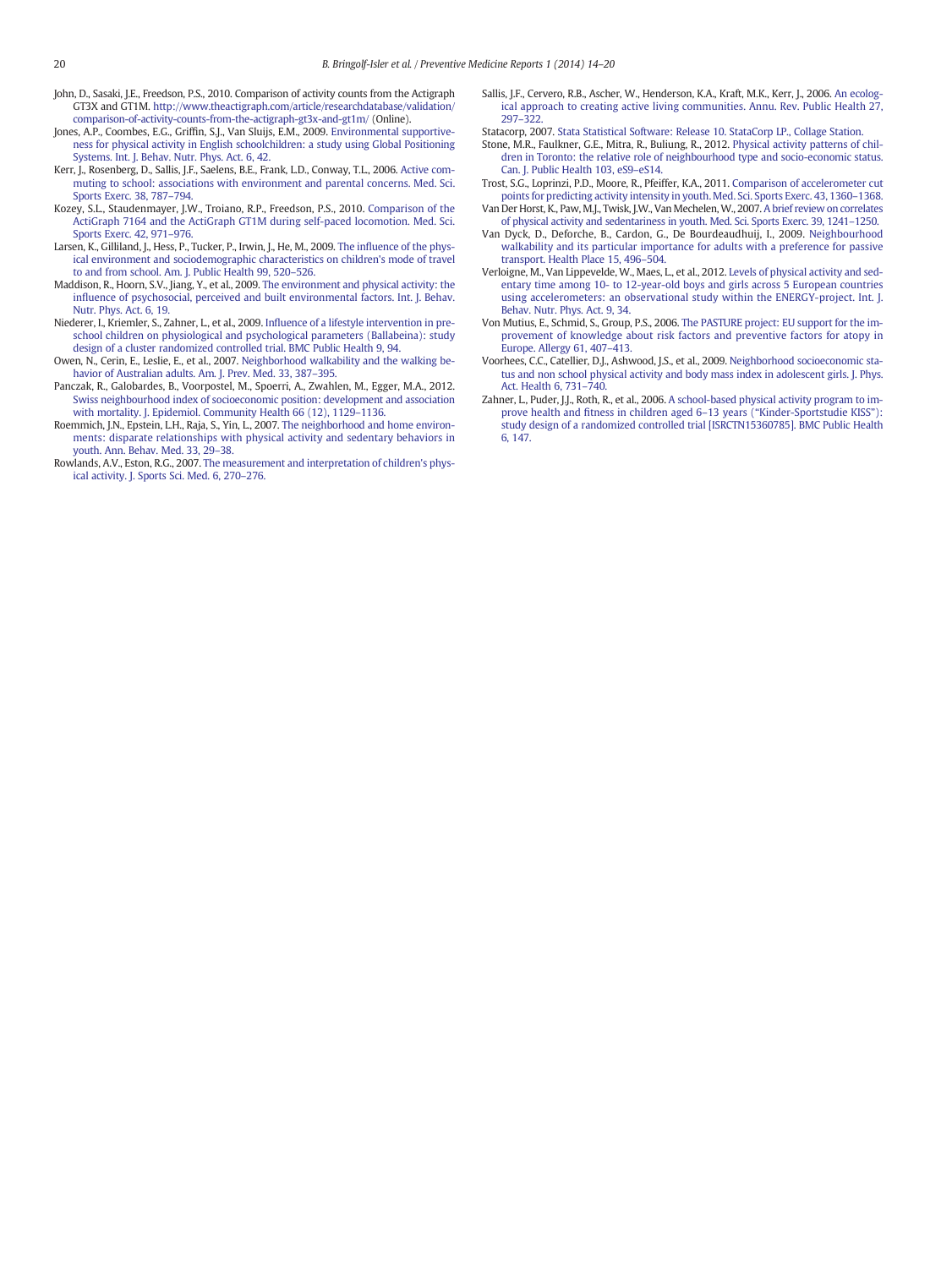John, D., Sasaki, J.E., Freedson, P.S., 2010. Comparison of activity counts from the Actigraph GT3X and GT1M. http://www.theactigraph.com/article/researchdatabase/validation/comparison-of-activity-counts-from-the-actigraph-gt3x-and-gt1m/ (Online).

Jones, A.P., Coombes, E.G., Griffin, S.J., Van Sluijs, E.M., 2009. Environmental supportiveness for physical activity in English schoolchildren: a study using Global Positioning Systems. Int. J. Behav. Nutr. Phys. Act. 6, 42.

Kerr, J., Rosenberg, D., Sallis, J.F., Saelens, B.E., Frank, L.D., Conway, T.L., 2006. Active commuting to school: associations with environment and parental concerns. Med. Sci. Sports Exerc. 38, 787–794.

Kozey, S.L., Staudenmayer, J.W., Troiano, R.P., Freedson, P.S., 2010. Comparison of the ActiGraph 7164 and the ActiGraph GT1M during self-paced locomotion. Med. Sci. Sports Exerc. 42, 971–976.

Larsen, K., Gilliland, J., Hess, P., Tucker, P., Irwin, J., He, M., 2009. The influence of the physical environment and sociodemographic characteristics on children's mode of travel to and from school. Am. J. Public Health 99, 520–526.

Maddison, R., Hoorn, S.V., Jiang, Y., et al., 2009. The environment and physical activity: the influence of psychosocial, perceived and built environmental factors. Int. J. Behav. Nutr. Phys. Act. 6, 19.

Niederer, I., Kriemler, S., Zahner, L., et al., 2009. Influence of a lifestyle intervention in preschool children on physiological and psychological parameters (Ballabeina): study design of a cluster randomized controlled trial. BMC Public Health 9, 94.

Owen, N., Cerin, E., Leslie, E., et al., 2007. Neighborhood walkability and the walking behavior of Australian adults. Am. J. Prev. Med. 33, 387–395.

Panczak, R., Galobardes, B., Voorpostel, M., Spoerri, A., Zwahlen, M., Egger, M.A., 2012. Swiss neighbourhood index of socioeconomic position: development and association with mortality. J. Epidemiol. Community Health 66 (12), 1129–1136.

Roemmich, J.N., Epstein, L.H., Raja, S., Yin, L., 2007. The neighborhood and home environments: disparate relationships with physical activity and sedentary behaviors in youth. Ann. Behav. Med. 33, 29–38.

Rowlands, A.V., Eston, R.G., 2007. The measurement and interpretation of children's physical activity. J. Sports Sci. Med. 6, 270–276.

Sallis, J.F., Cervero, R.B., Ascher, W., Henderson, K.A., Kraft, M.K., Kerr, J., 2006. An ecological approach to creating active living communities. Annu. Rev. Public Health 27, 297–322.

Statacorp, 2007. Stata Statistical Software: Release 10. StataCorp LP., Collage Station.

Stone, M.R., Faulkner, G.E., Mitra, R., Buliung, R., 2012. Physical activity patterns of children in Toronto: the relative role of neighbourhood type and socio-economic status. Can. J. Public Health 103, eS9–eS14.

Trost, S.G., Loprinzi, P.D., Moore, R., Pfeiffer, K.A., 2011. Comparison of accelerometer cut points for predicting activity intensity in youth. Med. Sci. Sports Exerc. 43, 1360–1368.

Van Der Horst, K., Paw, M.J., Twisk, J.W., Van Mechelen, W., 2007. A brief review on correlates of physical activity and sedentariness in youth. Med. Sci. Sports Exerc. 39, 1241–1250.

Van Dyck, D., Deforche, B., Cardon, G., De Bourdeaudhuij, I., 2009. Neighbourhood walkability and its particular importance for adults with a preference for passive transport. Health Place 15, 496–504.

Verloigne, M., Van Lippevelde, W., Maes, L., et al., 2012. Levels of physical activity and sedentary time among 10- to 12-year-old boys and girls across 5 European countries using accelerometers: an observational study within the ENERGY-project. Int. J. Behav. Nutr. Phys. Act. 9, 34.

Von Mutius, E., Schmid, S., Group, P.S., 2006. The PASTURE project: EU support for the improvement of knowledge about risk factors and preventive factors for atopy in Europe. Allergy 61, 407–413.

Voorhees, C.C., Catellier, D.J., Ashwood, J.S., et al., 2009. Neighborhood socioeconomic status and non school physical activity and body mass index in adolescent girls. J. Phys. Act. Health 6, 731–740.

Zahner, L., Puder, J.J., Roth, R., et al., 2006. A school-based physical activity program to improve health and fitness in children aged 6–13 years ("Kinder-Sportstudie KISS"): study design of a randomized controlled trial [ISRCTN15360785]. BMC Public Health 6, 147.